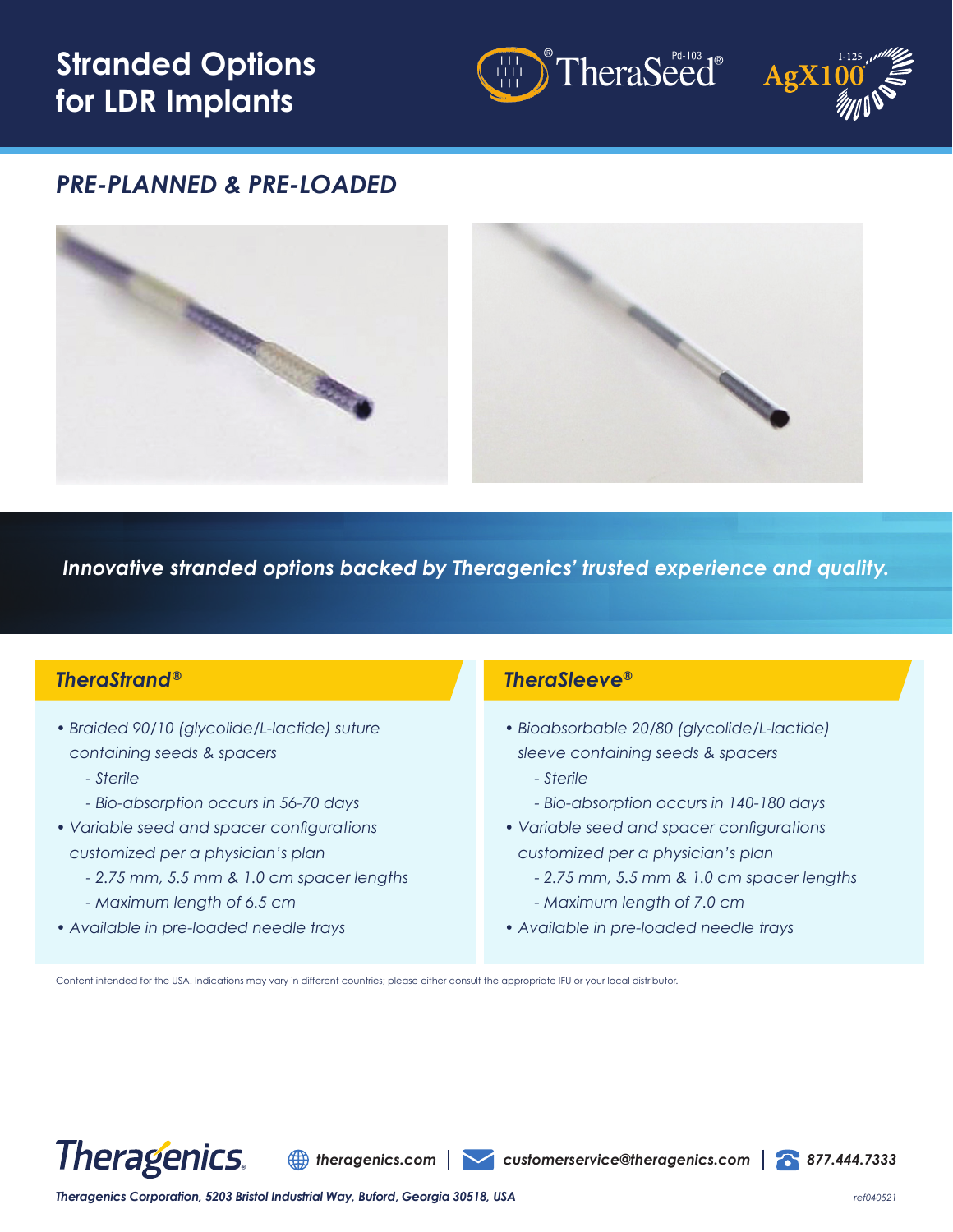# Stranded Options for LDR Implants

TheraSeed® Pd-103 | AgX100® I-125

## *PRE-PLANNED & PRE-LOADED*

***Innovative stranded options backed by Theragenics' trusted experience and quality.***

### *TheraStrand®*

- *Braided 90/10 (glycolide/L-lactide) suture containing seeds & spacers*
  - *Sterile*
  - *Bio-absorption occurs in 56-70 days*
- *Variable seed and spacer configurations customized per a physician's plan*
  - *2.75 mm, 5.5 mm & 1.0 cm spacer lengths*
  - *Maximum length of 6.5 cm*
- *Available in pre-loaded needle trays*

### *TheraSleeve®*

- *Bioabsorbable 20/80 (glycolide/L-lactide) sleeve containing seeds & spacers*
  - *Sterile*
  - *Bio-absorption occurs in 140-180 days*
- *Variable seed and spacer configurations customized per a physician's plan*
  - *2.75 mm, 5.5 mm & 1.0 cm spacer lengths*
  - *Maximum length of 7.0 cm*
- *Available in pre-loaded needle trays*

Content intended for the USA. Indications may vary in different countries; please either consult the appropriate IFU or your local distributor.

Theragenics | theragenics.com | customerservice@theragenics.com | 877.444.7333

*Theragenics Corporation, 5203 Bristol Industrial Way, Buford, Georgia 30518, USA*

ref040521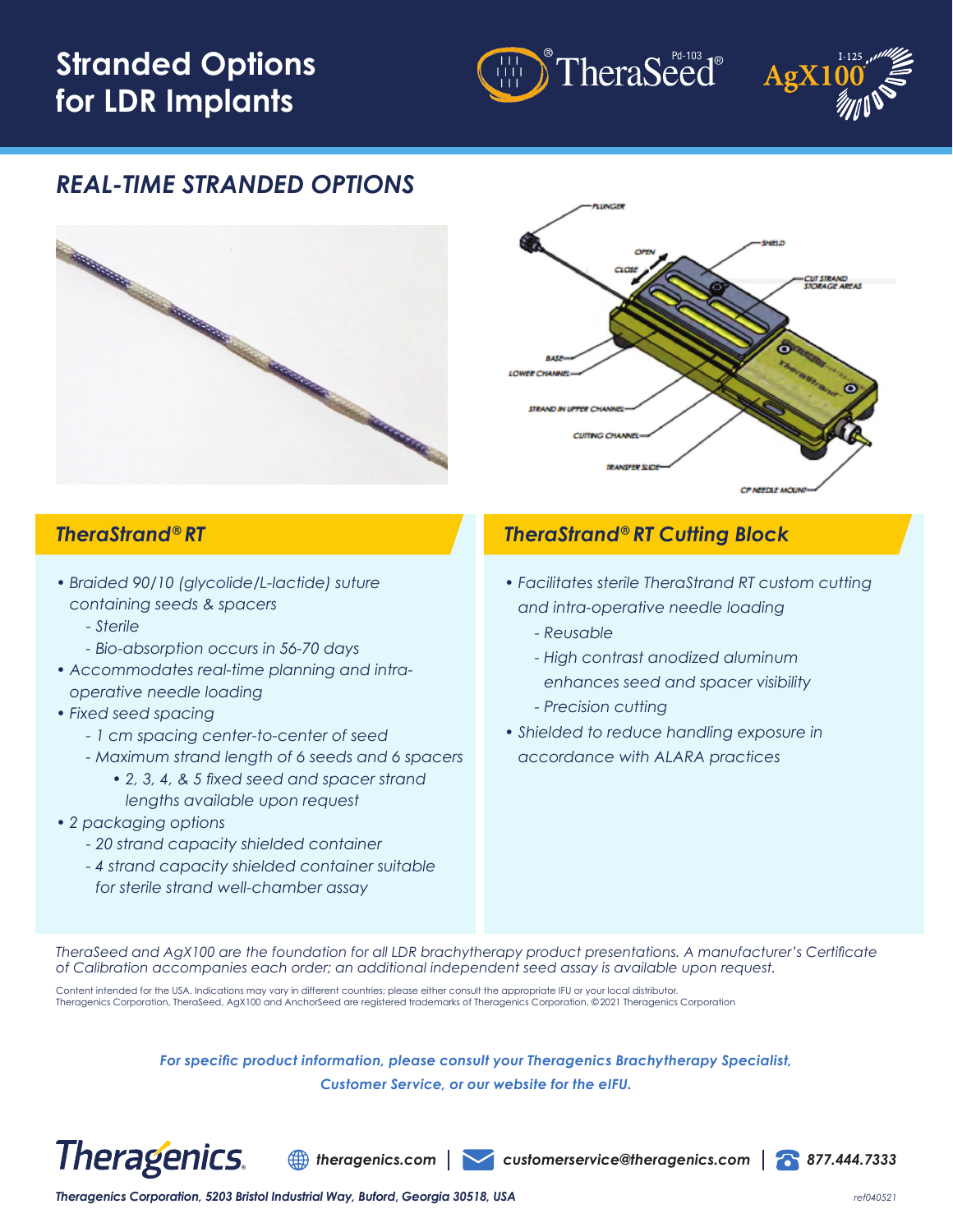# Stranded Options for LDR Implants

## REAL-TIME STRANDED OPTIONS

PLUNGER
OPEN
CLOSE
SHIELD
CUT STRAND STORAGE AREAS
BASE
LOWER CHANNEL
STRAND IN UPPER CHANNEL
CUTTING CHANNEL
TRANSFER SLIDE
CP NEEDLE MOUNT

### *TheraStrand® RT*

- *Braided 90/10 (glycolide/L-lactide) suture containing seeds & spacers*
  - *Sterile*
  - *Bio-absorption occurs in 56-70 days*
- *Accommodates real-time planning and intra-operative needle loading*
- *Fixed seed spacing*
  - *1 cm spacing center-to-center of seed*
  - *Maximum strand length of 6 seeds and 6 spacers*
    - *2, 3, 4, & 5 fixed seed and spacer strand lengths available upon request*
- *2 packaging options*
  - *20 strand capacity shielded container*
  - *4 strand capacity shielded container suitable for sterile strand well-chamber assay*

### *TheraStrand® RT Cutting Block*

- *Facilitates sterile TheraStrand RT custom cutting and intra-operative needle loading*
  - *Reusable*
  - *High contrast anodized aluminum enhances seed and spacer visibility*
  - *Precision cutting*
- *Shielded to reduce handling exposure in accordance with ALARA practices*

*TheraSeed and AgX100 are the foundation for all LDR brachytherapy product presentations. A manufacturer's Certificate of Calibration accompanies each order; an additional independent seed assay is available upon request.*

Content intended for the USA. Indications may vary in different countries; please either consult the appropriate IFU or your local distributor.
Theragenics Corporation, TheraSeed, AgX100 and AnchorSeed are registered trademarks of Theragenics Corporation. ©2021 Theragenics Corporation

***For specific product information, please consult your Theragenics Brachytherapy Specialist, Customer Service, or our website for the eIFU.***

Theragenics | **theragenics.com** | **customerservice@theragenics.com** | **877.444.7333**

**Theragenics Corporation, 5203 Bristol Industrial Way, Buford, Georgia 30518, USA**

ref040521